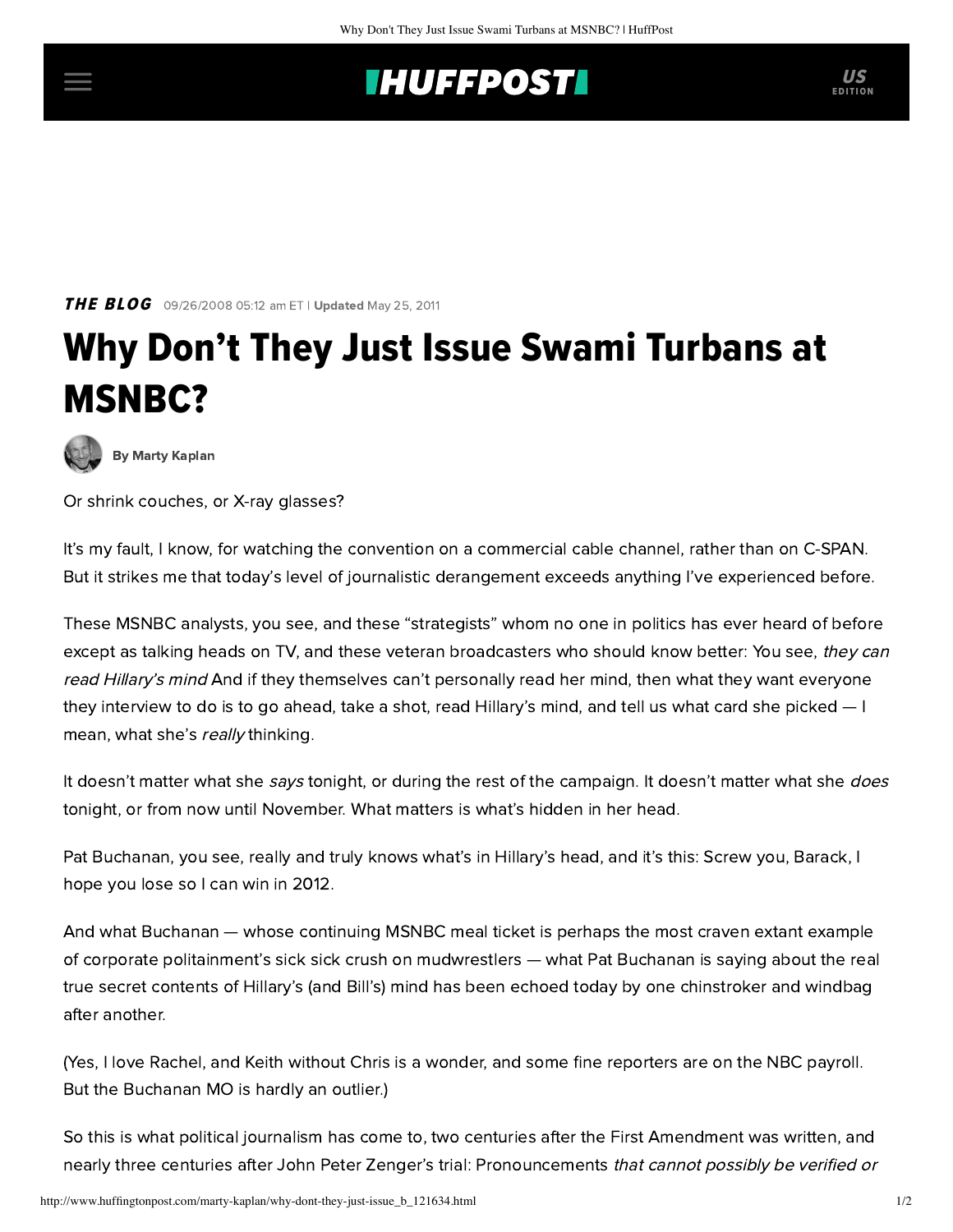**THE BLOG** 09/26/2008 05:12 am ET | **Updated** May 25, 2011

# Why Don't They Just Issue Swami Turbans at MSNBC?

By Marty Kaplan

Or shrink couches, or X-ray glasses?

It's my fault, I know, for watching the convention on a commercial cable channel, rather than on C-SPAN. But it strikes me that today's level of journalistic derangement exceeds anything I've experienced before.

These MSNBC analysts, you see, and these "strategists" whom no one in politics has ever heard of before except as talking heads on TV, and these veteran broadcasters who should know better: You see, *they can read Hillary's mind* And if they themselves can't personally read her mind, then what they want everyone they interview to do is to go ahead, take a shot, read Hillary's mind, and tell us what card she picked — I mean, what she's *really* thinking.

It doesn't matter what she *says* tonight, or during the rest of the campaign. It doesn't matter what she *does* tonight, or from now until November. What matters is what's hidden in her head.

Pat Buchanan, you see, really and truly knows what's in Hillary's head, and it's this: Screw you, Barack, I hope you lose so I can win in 2012.

And what Buchanan — whose continuing MSNBC meal ticket is perhaps the most craven extant example of corporate politainment's sick sick crush on mudwrestlers — what Pat Buchanan is saying about the real true secret contents of Hillary's (and Bill's) mind has been echoed today by one chinstroker and windbag after another.

(Yes, I love Rachel, and Keith without Chris is a wonder, and some fine reporters are on the NBC payroll. But the Buchanan MO is hardly an outlier.)

So this is what political journalism has come to, two centuries after the First Amendment was written, and nearly three centuries after John Peter Zenger's trial: Pronouncements *that cannot possibly be verified or*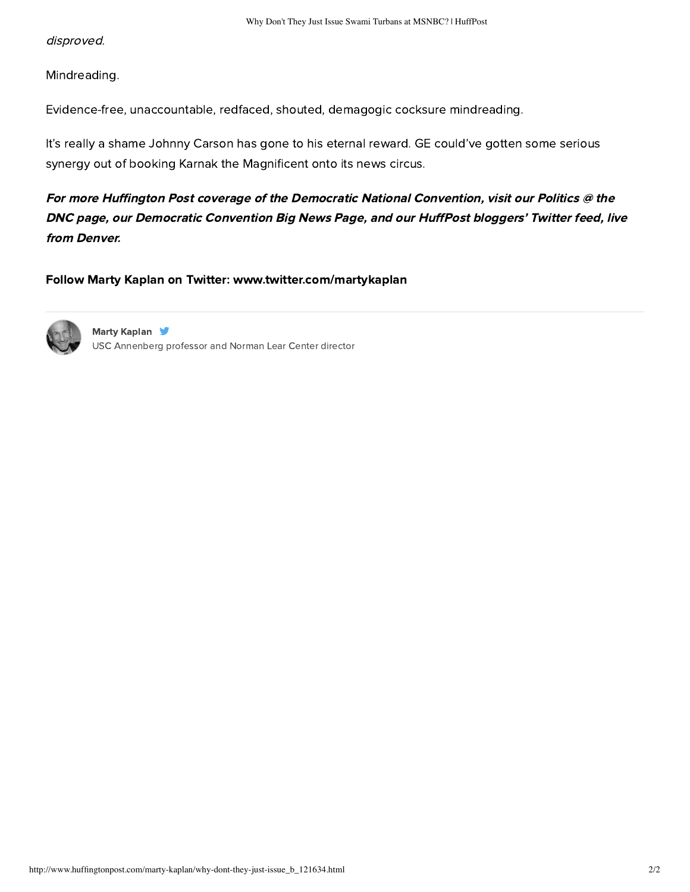*disproved.*

Mindreading.

Evidence-free, unaccountable, redfaced, shouted, demagogic cocksure mindreading.

It's really a shame Johnny Carson has gone to his eternal reward. GE could've gotten some serious synergy out of booking Karnak the Magnificent onto its news circus.

***For more Huffington Post coverage of the Democratic National Convention, visit our Politics @ the DNC page, our Democratic Convention Big News Page, and our HuffPost bloggers' Twitter feed, live from Denver.***

**Follow Marty Kaplan on Twitter: www.twitter.com/martykaplan**

---

**Marty Kaplan**
USC Annenberg professor and Norman Lear Center director